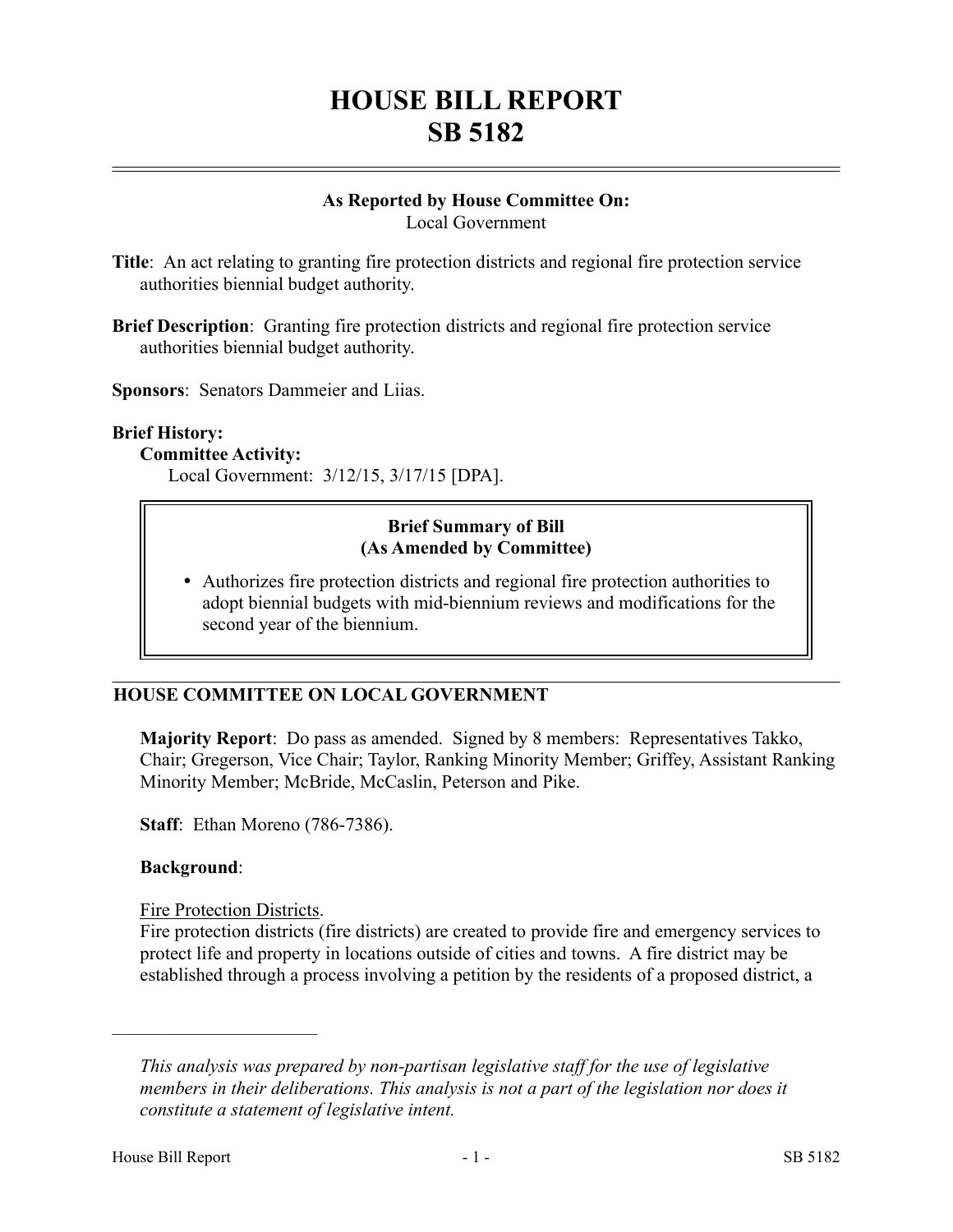# HOUSE BILL REPORT
# SB 5182

**As Reported by House Committee On:**
Local Government

**Title**: An act relating to granting fire protection districts and regional fire protection service authorities biennial budget authority.

**Brief Description**: Granting fire protection districts and regional fire protection service authorities biennial budget authority.

**Sponsors**: Senators Dammeier and Liias.

**Brief History:**

**Committee Activity:**

Local Government: 3/12/15, 3/17/15 [DPA].

**Brief Summary of Bill**
**(As Amended by Committee)**

- Authorizes fire protection districts and regional fire protection authorities to adopt biennial budgets with mid-biennium reviews and modifications for the second year of the biennium.

## HOUSE COMMITTEE ON LOCAL GOVERNMENT

**Majority Report**: Do pass as amended. Signed by 8 members: Representatives Takko, Chair; Gregerson, Vice Chair; Taylor, Ranking Minority Member; Griffey, Assistant Ranking Minority Member; McBride, McCaslin, Peterson and Pike.

**Staff**: Ethan Moreno (786-7386).

**Background**:

Fire Protection Districts.

Fire protection districts (fire districts) are created to provide fire and emergency services to protect life and property in locations outside of cities and towns. A fire district may be established through a process involving a petition by the residents of a proposed district, a

---

*This analysis was prepared by non-partisan legislative staff for the use of legislative members in their deliberations. This analysis is not a part of the legislation nor does it constitute a statement of legislative intent.*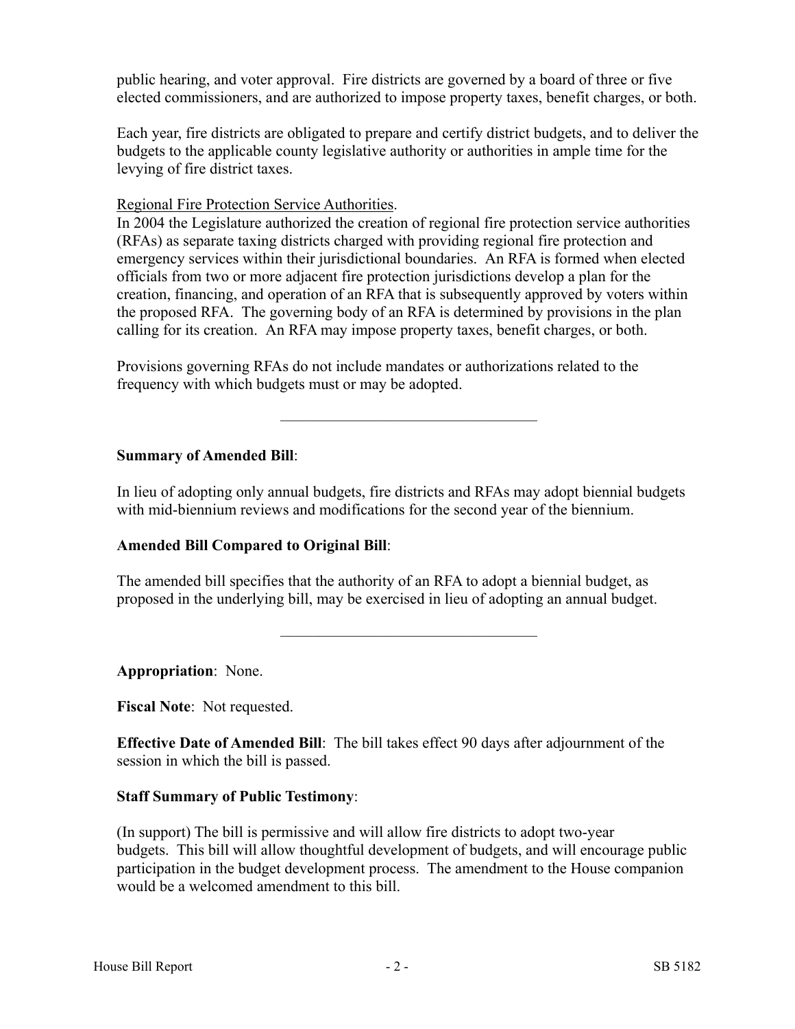public hearing, and voter approval. Fire districts are governed by a board of three or five elected commissioners, and are authorized to impose property taxes, benefit charges, or both.

Each year, fire districts are obligated to prepare and certify district budgets, and to deliver the budgets to the applicable county legislative authority or authorities in ample time for the levying of fire district taxes.

Regional Fire Protection Service Authorities.

In 2004 the Legislature authorized the creation of regional fire protection service authorities (RFAs) as separate taxing districts charged with providing regional fire protection and emergency services within their jurisdictional boundaries. An RFA is formed when elected officials from two or more adjacent fire protection jurisdictions develop a plan for the creation, financing, and operation of an RFA that is subsequently approved by voters within the proposed RFA. The governing body of an RFA is determined by provisions in the plan calling for its creation. An RFA may impose property taxes, benefit charges, or both.

Provisions governing RFAs do not include mandates or authorizations related to the frequency with which budgets must or may be adopted.

---

**Summary of Amended Bill**:

In lieu of adopting only annual budgets, fire districts and RFAs may adopt biennial budgets with mid-biennium reviews and modifications for the second year of the biennium.

**Amended Bill Compared to Original Bill**:

The amended bill specifies that the authority of an RFA to adopt a biennial budget, as proposed in the underlying bill, may be exercised in lieu of adopting an annual budget.

---

**Appropriation**: None.

**Fiscal Note**: Not requested.

**Effective Date of Amended Bill**: The bill takes effect 90 days after adjournment of the session in which the bill is passed.

**Staff Summary of Public Testimony**:

(In support) The bill is permissive and will allow fire districts to adopt two-year budgets. This bill will allow thoughtful development of budgets, and will encourage public participation in the budget development process. The amendment to the House companion would be a welcomed amendment to this bill.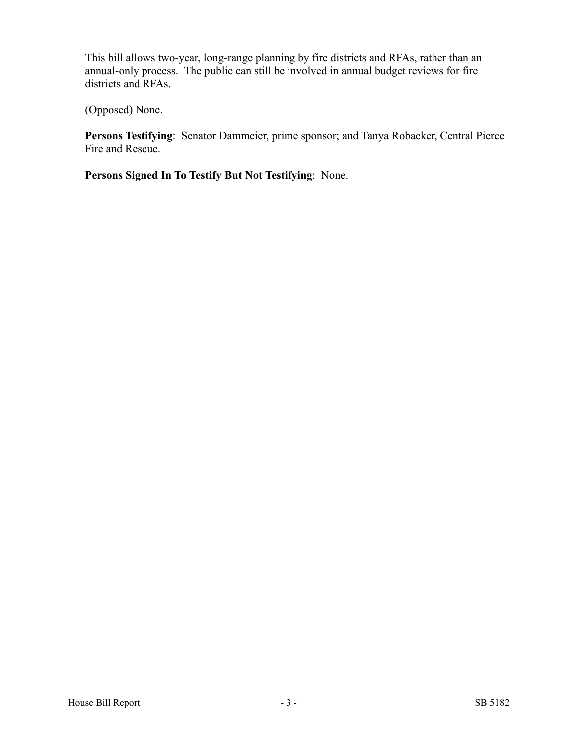This bill allows two-year, long-range planning by fire districts and RFAs, rather than an annual-only process. The public can still be involved in annual budget reviews for fire districts and RFAs.

(Opposed) None.

**Persons Testifying**: Senator Dammeier, prime sponsor; and Tanya Robacker, Central Pierce Fire and Rescue.

**Persons Signed In To Testify But Not Testifying**: None.